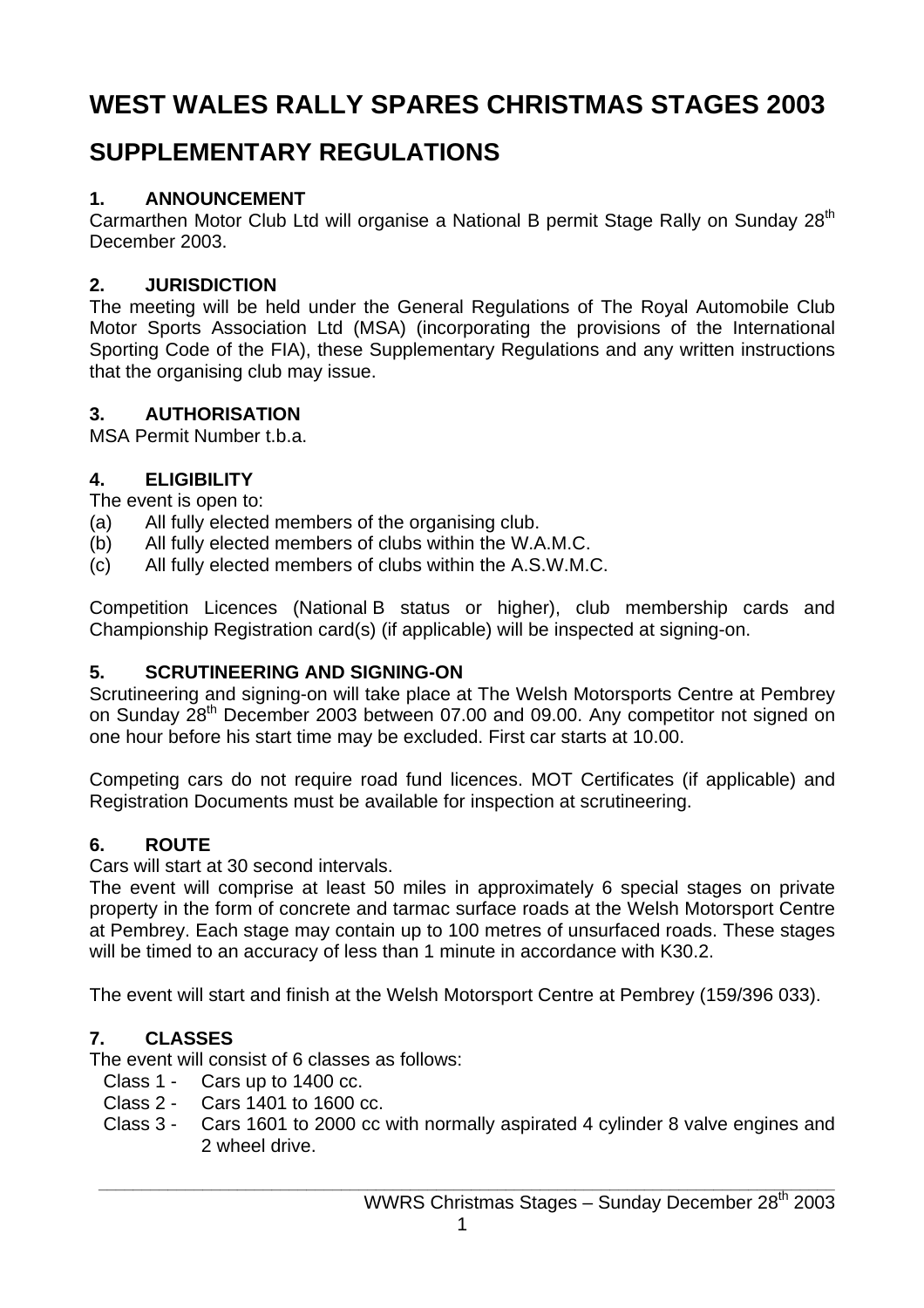# WEST WALES RALLY SPARES CHRISTMAS STAGES 2003

## SUPPLEMENTARY REGULATIONS

### 1. ANNOUNCEMENT

Carmarthen Motor Club Ltd will organise a National B permit Stage Rally on Sunday 28th December 2003.

### 2. JURISDICTION

The meeting will be held under the General Regulations of The Royal Automobile Club Motor Sports Association Ltd (MSA) (incorporating the provisions of the International Sporting Code of the FIA), these Supplementary Regulations and any written instructions that the organising club may issue.

### 3. AUTHORISATION

MSA Permit Number t.b.a.

### 4. ELIGIBILITY

The event is open to:

(a) All fully elected members of the organising club.
(b) All fully elected members of clubs within the W.A.M.C.
(c) All fully elected members of clubs within the A.S.W.M.C.

Competition Licences (National B status or higher), club membership cards and Championship Registration card(s) (if applicable) will be inspected at signing-on.

### 5. SCRUTINEERING AND SIGNING-ON

Scrutineering and signing-on will take place at The Welsh Motorsports Centre at Pembrey on Sunday 28th December 2003 between 07.00 and 09.00. Any competitor not signed on one hour before his start time may be excluded. First car starts at 10.00.

Competing cars do not require road fund licences. MOT Certificates (if applicable) and Registration Documents must be available for inspection at scrutineering.

### 6. ROUTE

Cars will start at 30 second intervals.

The event will comprise at least 50 miles in approximately 6 special stages on private property in the form of concrete and tarmac surface roads at the Welsh Motorsport Centre at Pembrey. Each stage may contain up to 100 metres of unsurfaced roads. These stages will be timed to an accuracy of less than 1 minute in accordance with K30.2.

The event will start and finish at the Welsh Motorsport Centre at Pembrey (159/396 033).

### 7. CLASSES

The event will consist of 6 classes as follows:

- Class 1 - Cars up to 1400 cc.
- Class 2 - Cars 1401 to 1600 cc.
- Class 3 - Cars 1601 to 2000 cc with normally aspirated 4 cylinder 8 valve engines and 2 wheel drive.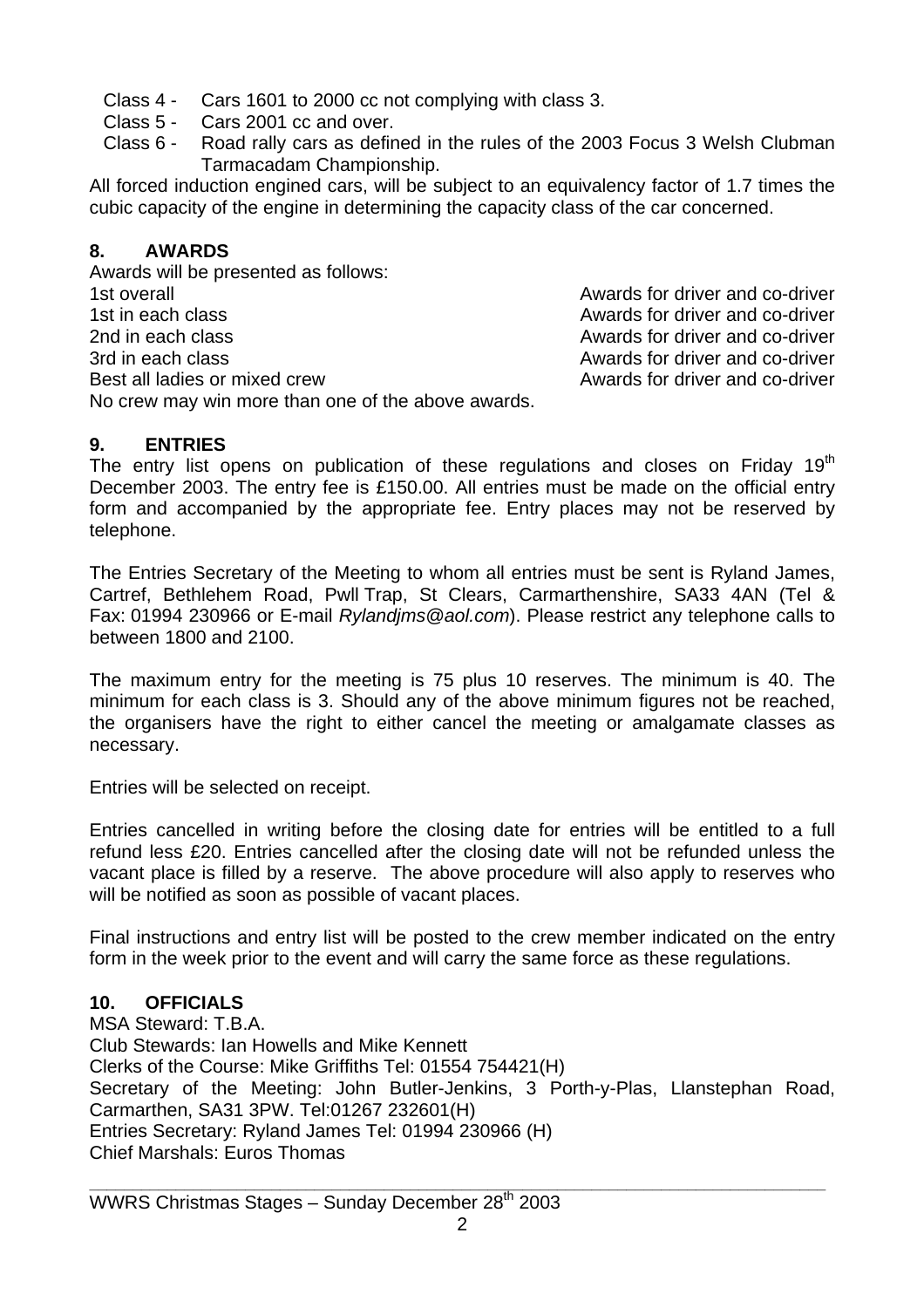Class 4 - Cars 1601 to 2000 cc not complying with class 3.
Class 5 - Cars 2001 cc and over.
Class 6 - Road rally cars as defined in the rules of the 2003 Focus 3 Welsh Clubman Tarmacadam Championship.

All forced induction engined cars, will be subject to an equivalency factor of 1.7 times the cubic capacity of the engine in determining the capacity class of the car concerned.

## 8. AWARDS

Awards will be presented as follows:

| | |
|---|---|
| 1st overall | Awards for driver and co-driver |
| 1st in each class | Awards for driver and co-driver |
| 2nd in each class | Awards for driver and co-driver |
| 3rd in each class | Awards for driver and co-driver |
| Best all ladies or mixed crew | Awards for driver and co-driver |

No crew may win more than one of the above awards.

## 9. ENTRIES

The entry list opens on publication of these regulations and closes on Friday 19th December 2003. The entry fee is £150.00. All entries must be made on the official entry form and accompanied by the appropriate fee. Entry places may not be reserved by telephone.

The Entries Secretary of the Meeting to whom all entries must be sent is Ryland James, Cartref, Bethlehem Road, Pwll Trap, St Clears, Carmarthenshire, SA33 4AN (Tel & Fax: 01994 230966 or E-mail *Rylandjms@aol.com*). Please restrict any telephone calls to between 1800 and 2100.

The maximum entry for the meeting is 75 plus 10 reserves. The minimum is 40. The minimum for each class is 3. Should any of the above minimum figures not be reached, the organisers have the right to either cancel the meeting or amalgamate classes as necessary.

Entries will be selected on receipt.

Entries cancelled in writing before the closing date for entries will be entitled to a full refund less £20. Entries cancelled after the closing date will not be refunded unless the vacant place is filled by a reserve. The above procedure will also apply to reserves who will be notified as soon as possible of vacant places.

Final instructions and entry list will be posted to the crew member indicated on the entry form in the week prior to the event and will carry the same force as these regulations.

## 10. OFFICIALS

MSA Steward: T.B.A.
Club Stewards: Ian Howells and Mike Kennett
Clerks of the Course: Mike Griffiths Tel: 01554 754421(H)
Secretary of the Meeting: John Butler-Jenkins, 3 Porth-y-Plas, Llanstephan Road, Carmarthen, SA31 3PW. Tel:01267 232601(H)
Entries Secretary: Ryland James Tel: 01994 230966 (H)
Chief Marshals: Euros Thomas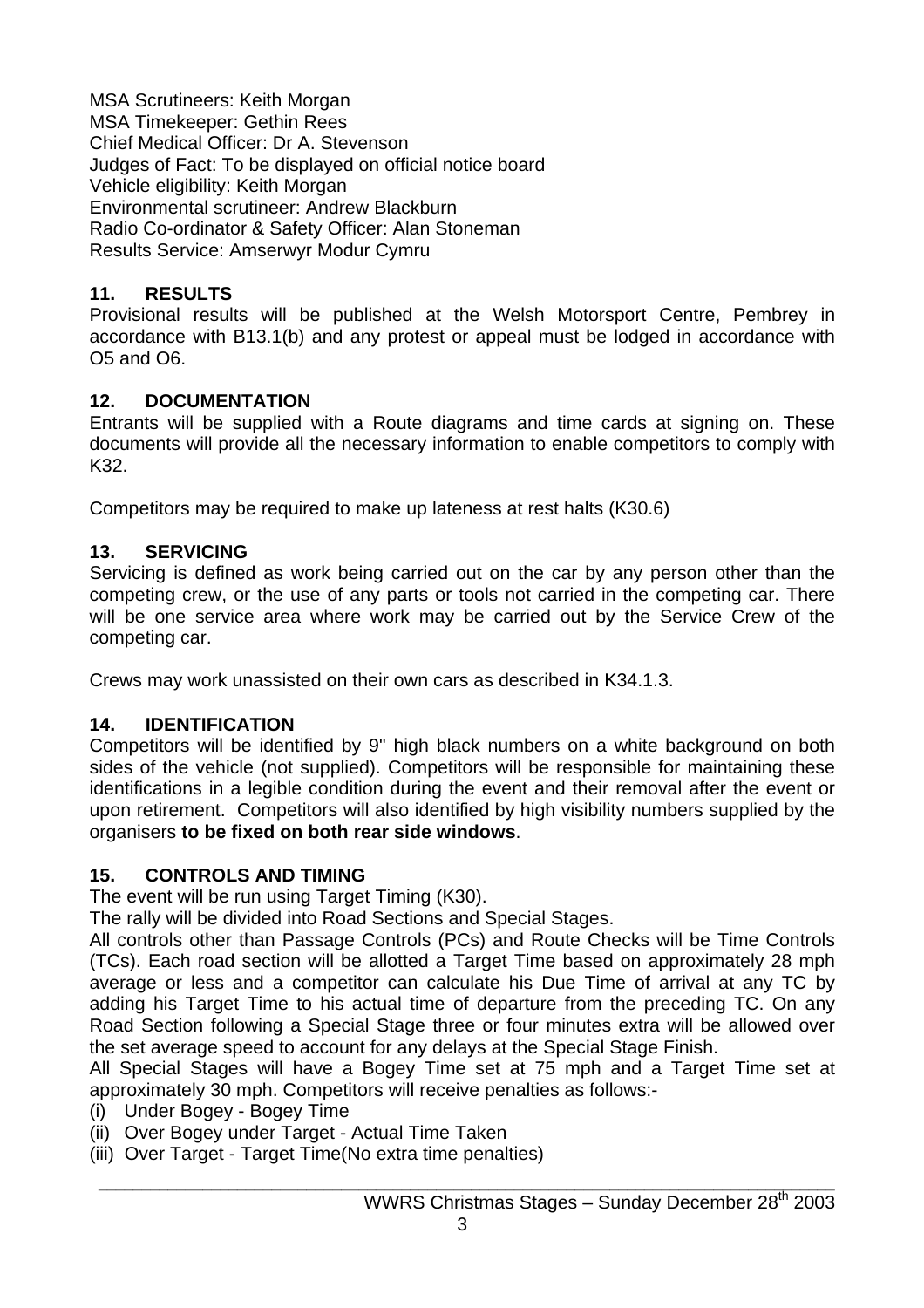MSA Scrutineers: Keith Morgan
MSA Timekeeper: Gethin Rees
Chief Medical Officer: Dr A. Stevenson
Judges of Fact: To be displayed on official notice board
Vehicle eligibility: Keith Morgan
Environmental scrutineer: Andrew Blackburn
Radio Co-ordinator & Safety Officer: Alan Stoneman
Results Service: Amserwyr Modur Cymru

## 11. RESULTS

Provisional results will be published at the Welsh Motorsport Centre, Pembrey in accordance with B13.1(b) and any protest or appeal must be lodged in accordance with O5 and O6.

## 12. DOCUMENTATION

Entrants will be supplied with a Route diagrams and time cards at signing on. These documents will provide all the necessary information to enable competitors to comply with K32.

Competitors may be required to make up lateness at rest halts (K30.6)

## 13. SERVICING

Servicing is defined as work being carried out on the car by any person other than the competing crew, or the use of any parts or tools not carried in the competing car. There will be one service area where work may be carried out by the Service Crew of the competing car.

Crews may work unassisted on their own cars as described in K34.1.3.

## 14. IDENTIFICATION

Competitors will be identified by 9" high black numbers on a white background on both sides of the vehicle (not supplied). Competitors will be responsible for maintaining these identifications in a legible condition during the event and their removal after the event or upon retirement. Competitors will also identified by high visibility numbers supplied by the organisers **to be fixed on both rear side windows**.

## 15. CONTROLS AND TIMING

The event will be run using Target Timing (K30).

The rally will be divided into Road Sections and Special Stages.

All controls other than Passage Controls (PCs) and Route Checks will be Time Controls (TCs). Each road section will be allotted a Target Time based on approximately 28 mph average or less and a competitor can calculate his Due Time of arrival at any TC by adding his Target Time to his actual time of departure from the preceding TC. On any Road Section following a Special Stage three or four minutes extra will be allowed over the set average speed to account for any delays at the Special Stage Finish.

All Special Stages will have a Bogey Time set at 75 mph and a Target Time set at approximately 30 mph. Competitors will receive penalties as follows:-

(i) Under Bogey - Bogey Time
(ii) Over Bogey under Target - Actual Time Taken
(iii) Over Target - Target Time(No extra time penalties)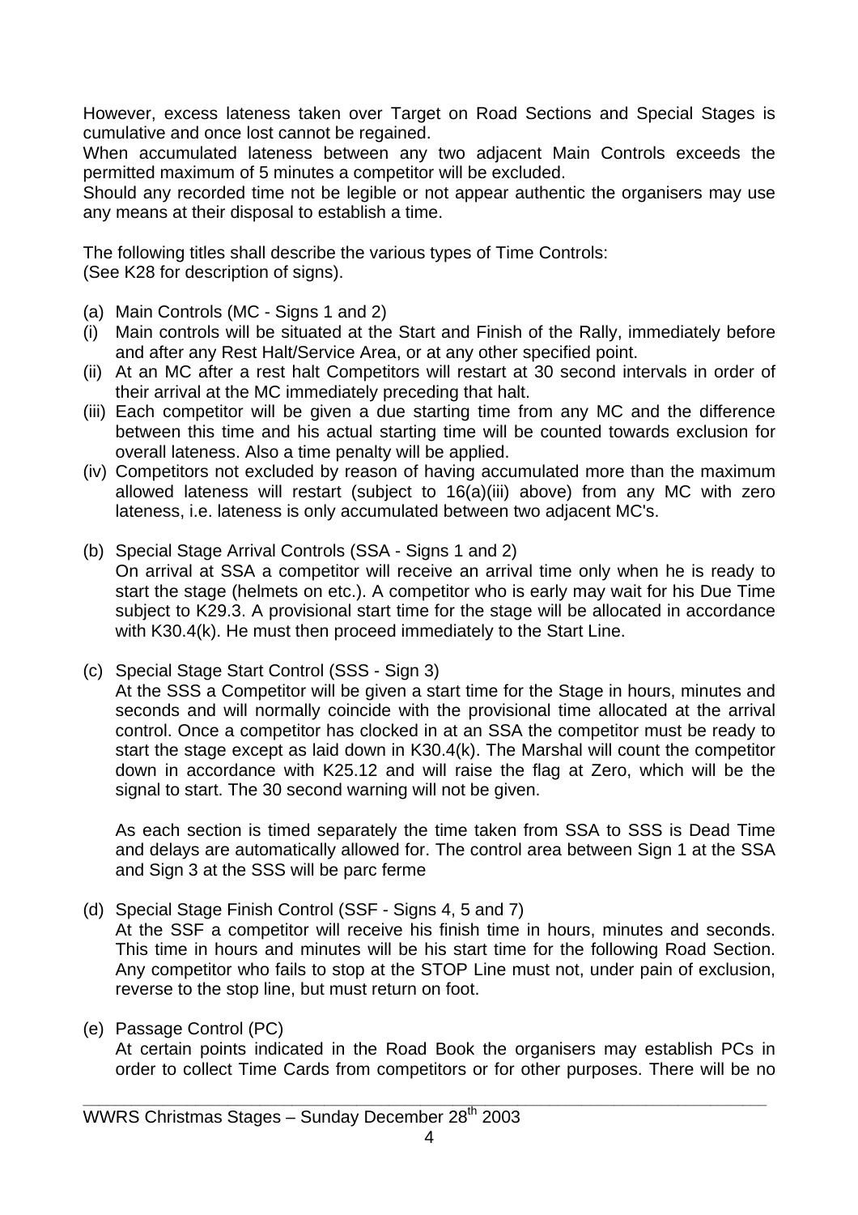However, excess lateness taken over Target on Road Sections and Special Stages is cumulative and once lost cannot be regained.
When accumulated lateness between any two adjacent Main Controls exceeds the permitted maximum of 5 minutes a competitor will be excluded.
Should any recorded time not be legible or not appear authentic the organisers may use any means at their disposal to establish a time.

The following titles shall describe the various types of Time Controls:
(See K28 for description of signs).

(a) Main Controls (MC - Signs 1 and 2)
(i) Main controls will be situated at the Start and Finish of the Rally, immediately before and after any Rest Halt/Service Area, or at any other specified point.
(ii) At an MC after a rest halt Competitors will restart at 30 second intervals in order of their arrival at the MC immediately preceding that halt.
(iii) Each competitor will be given a due starting time from any MC and the difference between this time and his actual starting time will be counted towards exclusion for overall lateness. Also a time penalty will be applied.
(iv) Competitors not excluded by reason of having accumulated more than the maximum allowed lateness will restart (subject to 16(a)(iii) above) from any MC with zero lateness, i.e. lateness is only accumulated between two adjacent MC's.

(b) Special Stage Arrival Controls (SSA - Signs 1 and 2)
On arrival at SSA a competitor will receive an arrival time only when he is ready to start the stage (helmets on etc.). A competitor who is early may wait for his Due Time subject to K29.3. A provisional start time for the stage will be allocated in accordance with K30.4(k). He must then proceed immediately to the Start Line.

(c) Special Stage Start Control (SSS - Sign 3)
At the SSS a Competitor will be given a start time for the Stage in hours, minutes and seconds and will normally coincide with the provisional time allocated at the arrival control. Once a competitor has clocked in at an SSA the competitor must be ready to start the stage except as laid down in K30.4(k). The Marshal will count the competitor down in accordance with K25.12 and will raise the flag at Zero, which will be the signal to start. The 30 second warning will not be given.

As each section is timed separately the time taken from SSA to SSS is Dead Time and delays are automatically allowed for. The control area between Sign 1 at the SSA and Sign 3 at the SSS will be parc ferme

(d) Special Stage Finish Control (SSF - Signs 4, 5 and 7)
At the SSF a competitor will receive his finish time in hours, minutes and seconds. This time in hours and minutes will be his start time for the following Road Section. Any competitor who fails to stop at the STOP Line must not, under pain of exclusion, reverse to the stop line, but must return on foot.

(e) Passage Control (PC)
At certain points indicated in the Road Book the organisers may establish PCs in order to collect Time Cards from competitors or for other purposes. There will be no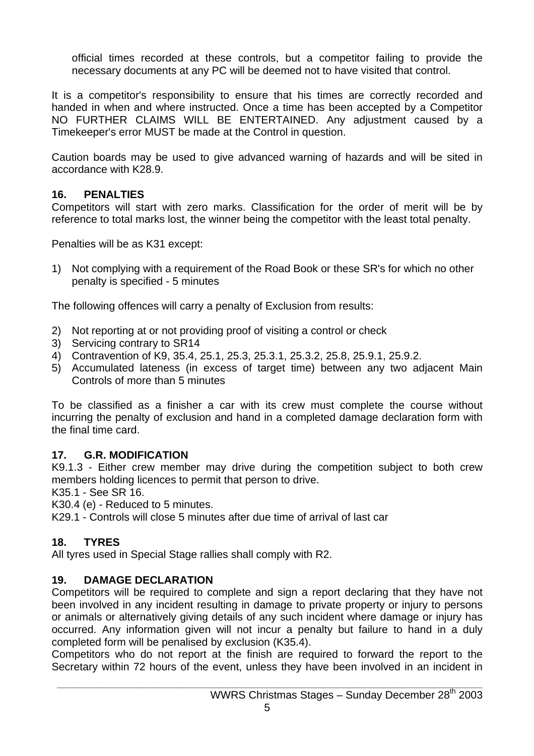official times recorded at these controls, but a competitor failing to provide the necessary documents at any PC will be deemed not to have visited that control.

It is a competitor's responsibility to ensure that his times are correctly recorded and handed in when and where instructed. Once a time has been accepted by a Competitor NO FURTHER CLAIMS WILL BE ENTERTAINED. Any adjustment caused by a Timekeeper's error MUST be made at the Control in question.

Caution boards may be used to give advanced warning of hazards and will be sited in accordance with K28.9.

## 16. PENALTIES

Competitors will start with zero marks. Classification for the order of merit will be by reference to total marks lost, the winner being the competitor with the least total penalty.

Penalties will be as K31 except:

1) Not complying with a requirement of the Road Book or these SR's for which no other penalty is specified - 5 minutes

The following offences will carry a penalty of Exclusion from results:

2) Not reporting at or not providing proof of visiting a control or check
3) Servicing contrary to SR14
4) Contravention of K9, 35.4, 25.1, 25.3, 25.3.1, 25.3.2, 25.8, 25.9.1, 25.9.2.
5) Accumulated lateness (in excess of target time) between any two adjacent Main Controls of more than 5 minutes

To be classified as a finisher a car with its crew must complete the course without incurring the penalty of exclusion and hand in a completed damage declaration form with the final time card.

## 17. G.R. MODIFICATION

K9.1.3 - Either crew member may drive during the competition subject to both crew members holding licences to permit that person to drive.
K35.1 - See SR 16.
K30.4 (e) - Reduced to 5 minutes.
K29.1 - Controls will close 5 minutes after due time of arrival of last car

## 18. TYRES

All tyres used in Special Stage rallies shall comply with R2.

## 19. DAMAGE DECLARATION

Competitors will be required to complete and sign a report declaring that they have not been involved in any incident resulting in damage to private property or injury to persons or animals or alternatively giving details of any such incident where damage or injury has occurred. Any information given will not incur a penalty but failure to hand in a duly completed form will be penalised by exclusion (K35.4).
Competitors who do not report at the finish are required to forward the report to the Secretary within 72 hours of the event, unless they have been involved in an incident in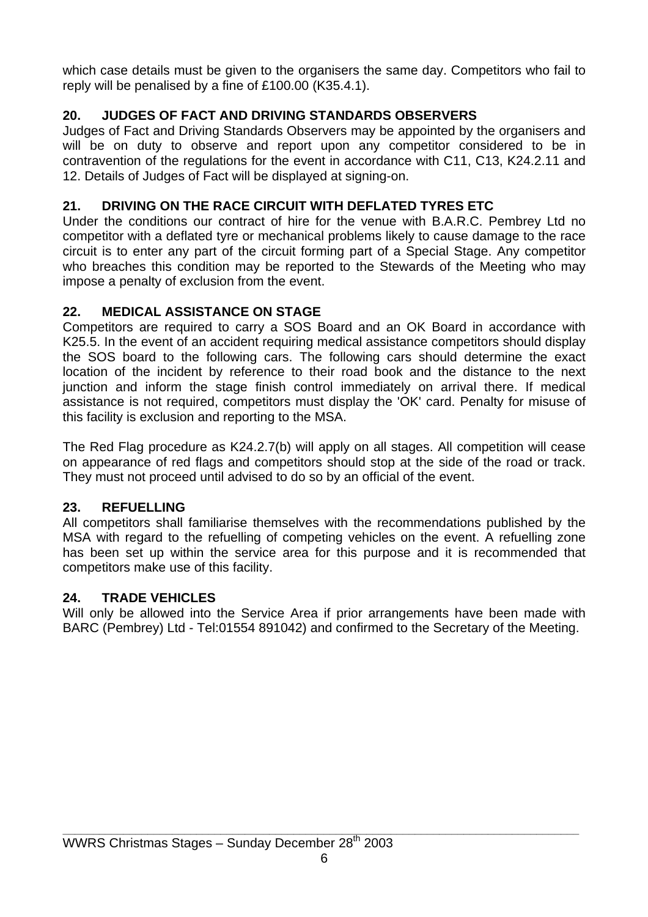which case details must be given to the organisers the same day. Competitors who fail to reply will be penalised by a fine of £100.00 (K35.4.1).

## 20. JUDGES OF FACT AND DRIVING STANDARDS OBSERVERS

Judges of Fact and Driving Standards Observers may be appointed by the organisers and will be on duty to observe and report upon any competitor considered to be in contravention of the regulations for the event in accordance with C11, C13, K24.2.11 and 12. Details of Judges of Fact will be displayed at signing-on.

## 21. DRIVING ON THE RACE CIRCUIT WITH DEFLATED TYRES ETC

Under the conditions our contract of hire for the venue with B.A.R.C. Pembrey Ltd no competitor with a deflated tyre or mechanical problems likely to cause damage to the race circuit is to enter any part of the circuit forming part of a Special Stage. Any competitor who breaches this condition may be reported to the Stewards of the Meeting who may impose a penalty of exclusion from the event.

## 22. MEDICAL ASSISTANCE ON STAGE

Competitors are required to carry a SOS Board and an OK Board in accordance with K25.5. In the event of an accident requiring medical assistance competitors should display the SOS board to the following cars. The following cars should determine the exact location of the incident by reference to their road book and the distance to the next junction and inform the stage finish control immediately on arrival there. If medical assistance is not required, competitors must display the 'OK' card. Penalty for misuse of this facility is exclusion and reporting to the MSA.

The Red Flag procedure as K24.2.7(b) will apply on all stages. All competition will cease on appearance of red flags and competitors should stop at the side of the road or track. They must not proceed until advised to do so by an official of the event.

## 23. REFUELLING

All competitors shall familiarise themselves with the recommendations published by the MSA with regard to the refuelling of competing vehicles on the event. A refuelling zone has been set up within the service area for this purpose and it is recommended that competitors make use of this facility.

## 24. TRADE VEHICLES

Will only be allowed into the Service Area if prior arrangements have been made with BARC (Pembrey) Ltd - Tel:01554 891042) and confirmed to the Secretary of the Meeting.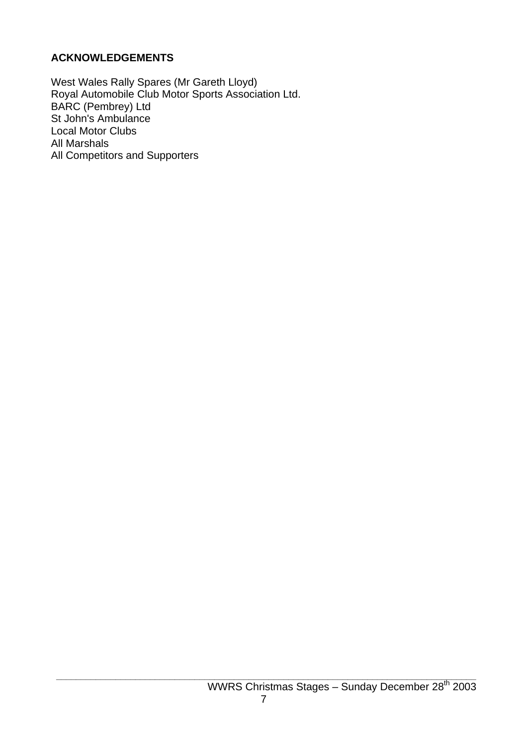**ACKNOWLEDGEMENTS**

West Wales Rally Spares (Mr Gareth Lloyd)
Royal Automobile Club Motor Sports Association Ltd.
BARC (Pembrey) Ltd
St John's Ambulance
Local Motor Clubs
All Marshals
All Competitors and Supporters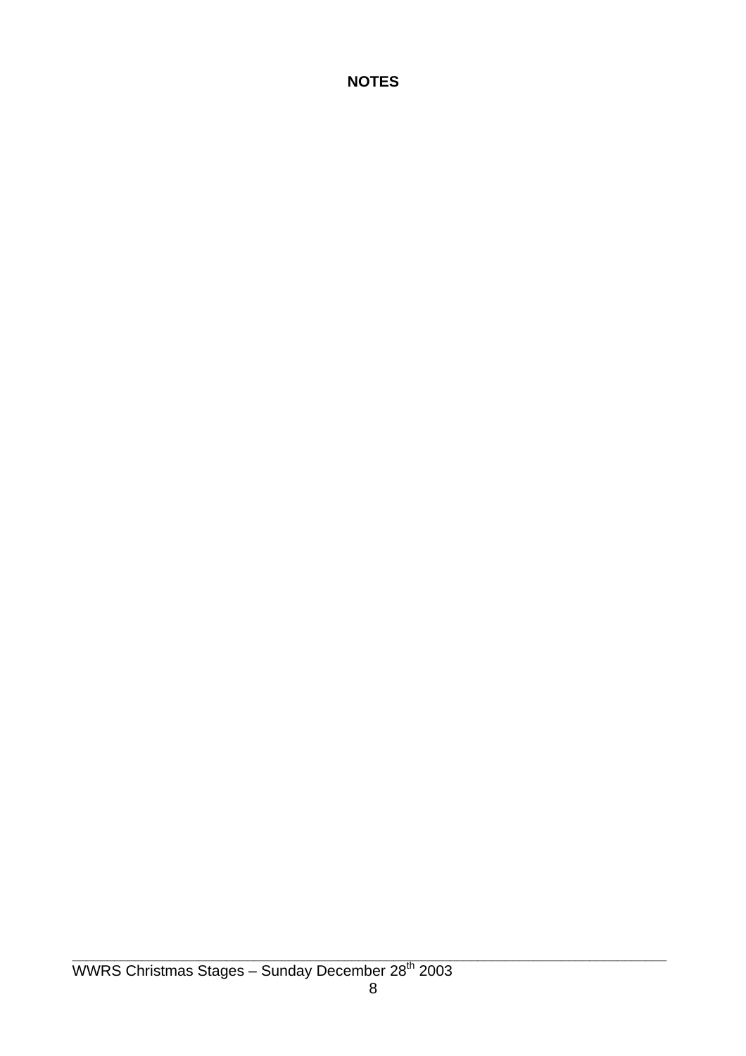**NOTES**